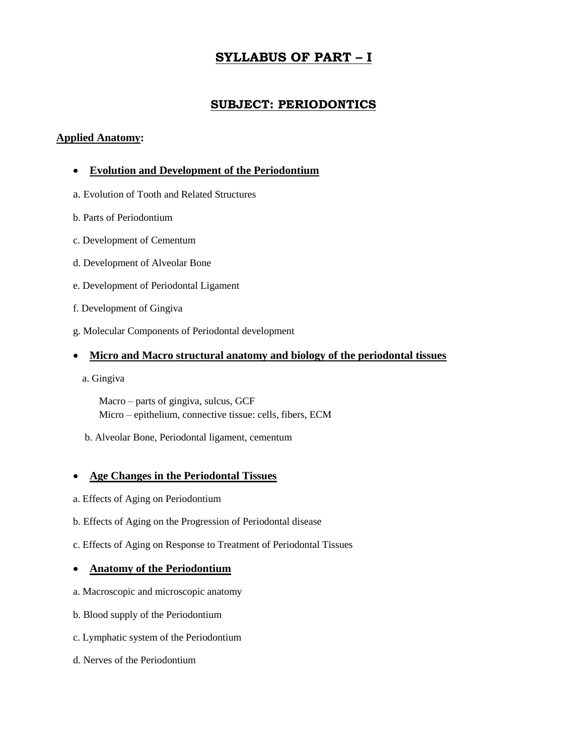# SYLLABUS OF PART – I

## SUBJECT: PERIODONTICS

**Applied Anatomy:**

- **Evolution and Development of the Periodontium**

a. Evolution of Tooth and Related Structures

b. Parts of Periodontium

c. Development of Cementum

d. Development of Alveolar Bone

e. Development of Periodontal Ligament

f. Development of Gingiva

g. Molecular Components of Periodontal development

- **Micro and Macro structural anatomy and biology of the periodontal tissues**

a. Gingiva

Macro – parts of gingiva, sulcus, GCF
Micro – epithelium, connective tissue: cells, fibers, ECM

b. Alveolar Bone, Periodontal ligament, cementum

- **Age Changes in the Periodontal Tissues**

a. Effects of Aging on Periodontium

b. Effects of Aging on the Progression of Periodontal disease

c. Effects of Aging on Response to Treatment of Periodontal Tissues

- **Anatomy of the Periodontium**

a. Macroscopic and microscopic anatomy

b. Blood supply of the Periodontium

c. Lymphatic system of the Periodontium

d. Nerves of the Periodontium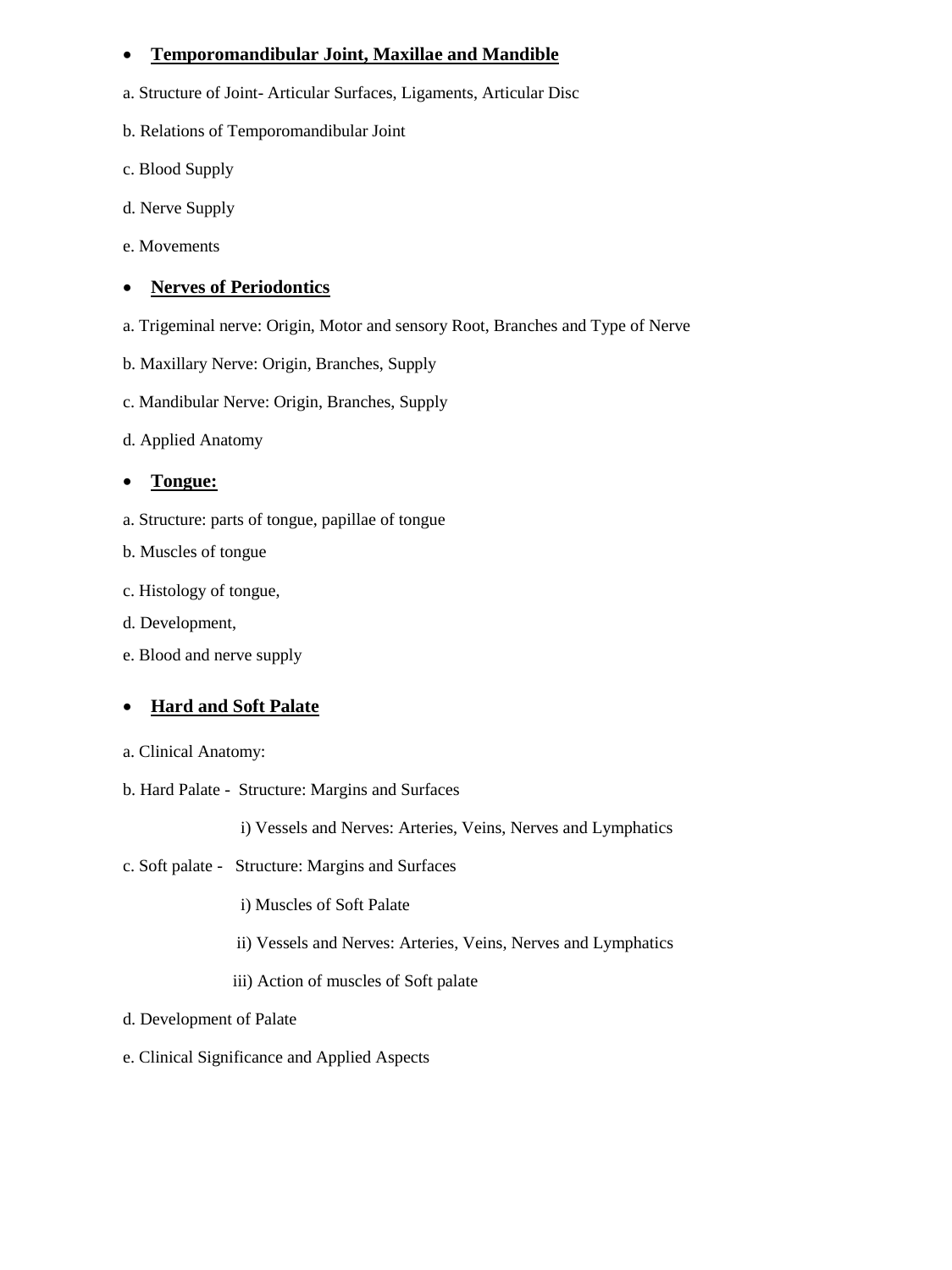- **<u>Temporomandibular Joint, Maxillae and Mandible</u>**

a. Structure of Joint- Articular Surfaces, Ligaments, Articular Disc

b. Relations of Temporomandibular Joint

c. Blood Supply

d. Nerve Supply

e. Movements

- **<u>Nerves of Periodontics</u>**

a. Trigeminal nerve: Origin, Motor and sensory Root, Branches and Type of Nerve

b. Maxillary Nerve: Origin, Branches, Supply

c. Mandibular Nerve: Origin, Branches, Supply

d. Applied Anatomy

- **<u>Tongue:</u>**

a. Structure: parts of tongue, papillae of tongue

b. Muscles of tongue

c. Histology of tongue,

d. Development,

e. Blood and nerve supply

- **<u>Hard and Soft Palate</u>**

a. Clinical Anatomy:

b. Hard Palate - Structure: Margins and Surfaces

  i) Vessels and Nerves: Arteries, Veins, Nerves and Lymphatics

c. Soft palate - Structure: Margins and Surfaces

  i) Muscles of Soft Palate

  ii) Vessels and Nerves: Arteries, Veins, Nerves and Lymphatics

  iii) Action of muscles of Soft palate

d. Development of Palate

e. Clinical Significance and Applied Aspects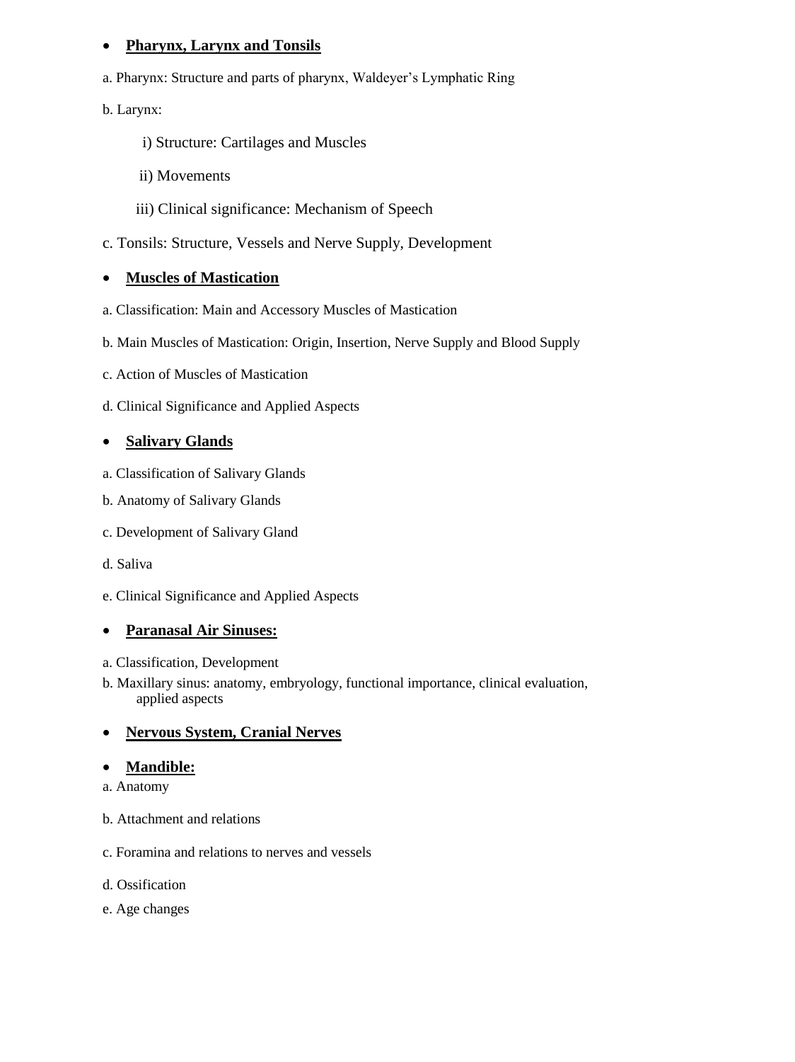- **Pharynx, Larynx and Tonsils**

a. Pharynx: Structure and parts of pharynx, Waldeyer's Lymphatic Ring

b. Larynx:

i) Structure: Cartilages and Muscles

ii) Movements

iii) Clinical significance: Mechanism of Speech

c. Tonsils: Structure, Vessels and Nerve Supply, Development

- **Muscles of Mastication**

a. Classification: Main and Accessory Muscles of Mastication

b. Main Muscles of Mastication: Origin, Insertion, Nerve Supply and Blood Supply

c. Action of Muscles of Mastication

d. Clinical Significance and Applied Aspects

- **Salivary Glands**

a. Classification of Salivary Glands

b. Anatomy of Salivary Glands

c. Development of Salivary Gland

d. Saliva

e. Clinical Significance and Applied Aspects

- **Paranasal Air Sinuses:**

a. Classification, Development

b. Maxillary sinus: anatomy, embryology, functional importance, clinical evaluation, applied aspects

- **Nervous System, Cranial Nerves**

- **Mandible:**

a. Anatomy

b. Attachment and relations

c. Foramina and relations to nerves and vessels

d. Ossification

e. Age changes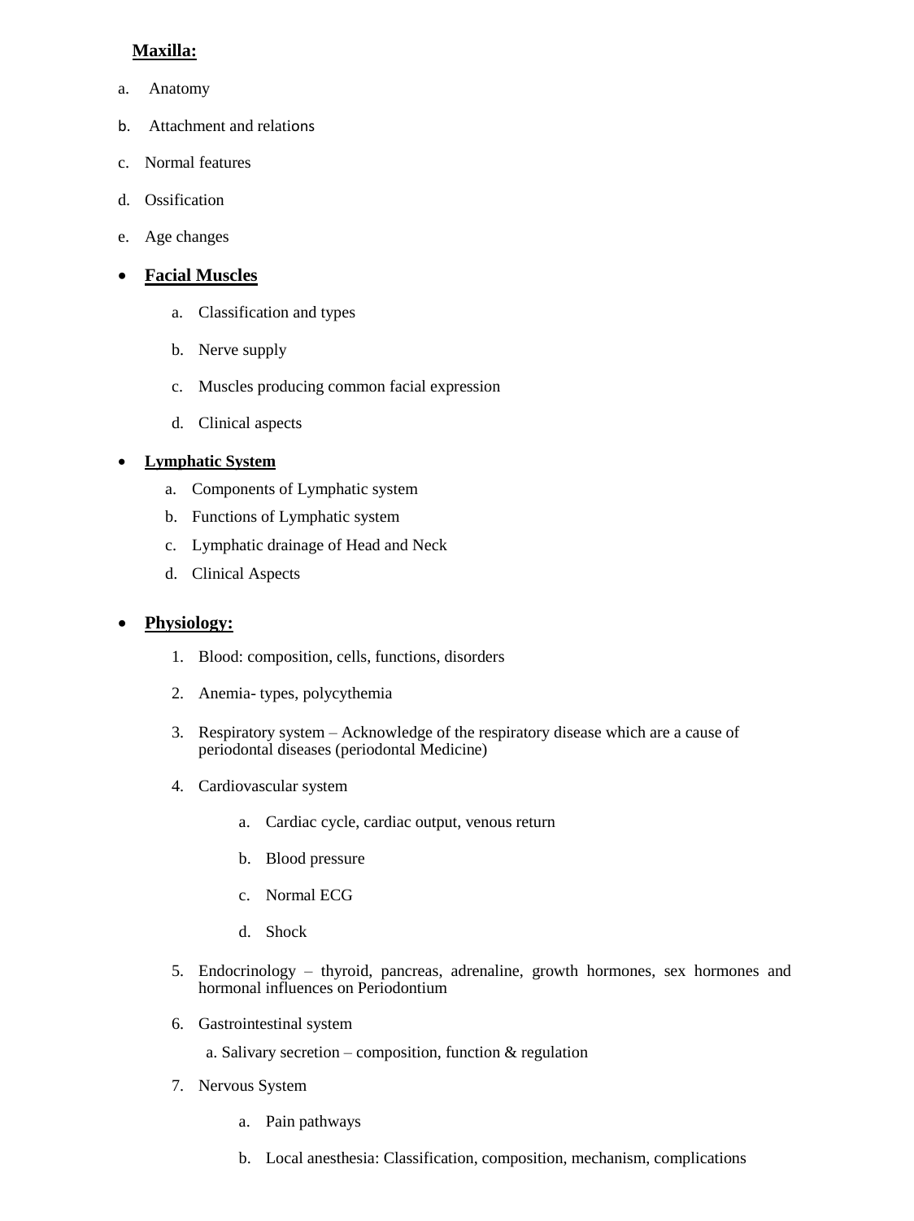**Maxilla:**

a. Anatomy

b. Attachment and relations

c. Normal features

d. Ossification

e. Age changes

- **Facial Muscles**
    a. Classification and types
    b. Nerve supply
    c. Muscles producing common facial expression
    d. Clinical aspects

- **Lymphatic System**
    a. Components of Lymphatic system
    b. Functions of Lymphatic system
    c. Lymphatic drainage of Head and Neck
    d. Clinical Aspects

- **Physiology:**
    1. Blood: composition, cells, functions, disorders
    2. Anemia- types, polycythemia
    3. Respiratory system – Acknowledge of the respiratory disease which are a cause of periodontal diseases (periodontal Medicine)
    4. Cardiovascular system
        a. Cardiac cycle, cardiac output, venous return
        b. Blood pressure
        c. Normal ECG
        d. Shock
    5. Endocrinology – thyroid, pancreas, adrenaline, growth hormones, sex hormones and hormonal influences on Periodontium
    6. Gastrointestinal system
        a. Salivary secretion – composition, function & regulation
    7. Nervous System
        a. Pain pathways
        b. Local anesthesia: Classification, composition, mechanism, complications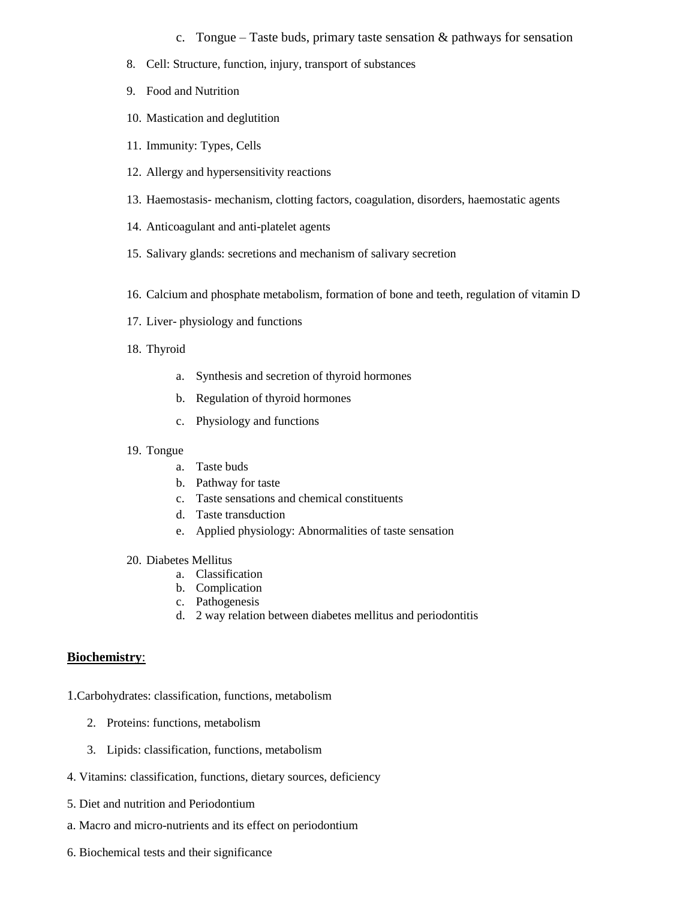c. Tongue – Taste buds, primary taste sensation & pathways for sensation

8. Cell: Structure, function, injury, transport of substances
9. Food and Nutrition
10. Mastication and deglutition
11. Immunity: Types, Cells
12. Allergy and hypersensitivity reactions
13. Haemostasis- mechanism, clotting factors, coagulation, disorders, haemostatic agents
14. Anticoagulant and anti-platelet agents
15. Salivary glands: secretions and mechanism of salivary secretion
16. Calcium and phosphate metabolism, formation of bone and teeth, regulation of vitamin D
17. Liver- physiology and functions
18. Thyroid
    a. Synthesis and secretion of thyroid hormones
    b. Regulation of thyroid hormones
    c. Physiology and functions
19. Tongue
    a. Taste buds
    b. Pathway for taste
    c. Taste sensations and chemical constituents
    d. Taste transduction
    e. Applied physiology: Abnormalities of taste sensation
20. Diabetes Mellitus
    a. Classification
    b. Complication
    c. Pathogenesis
    d. 2 way relation between diabetes mellitus and periodontitis

**Biochemistry**:

1. Carbohydrates: classification, functions, metabolism
2. Proteins: functions, metabolism
3. Lipids: classification, functions, metabolism
4. Vitamins: classification, functions, dietary sources, deficiency
5. Diet and nutrition and Periodontium

a. Macro and micro-nutrients and its effect on periodontium

6. Biochemical tests and their significance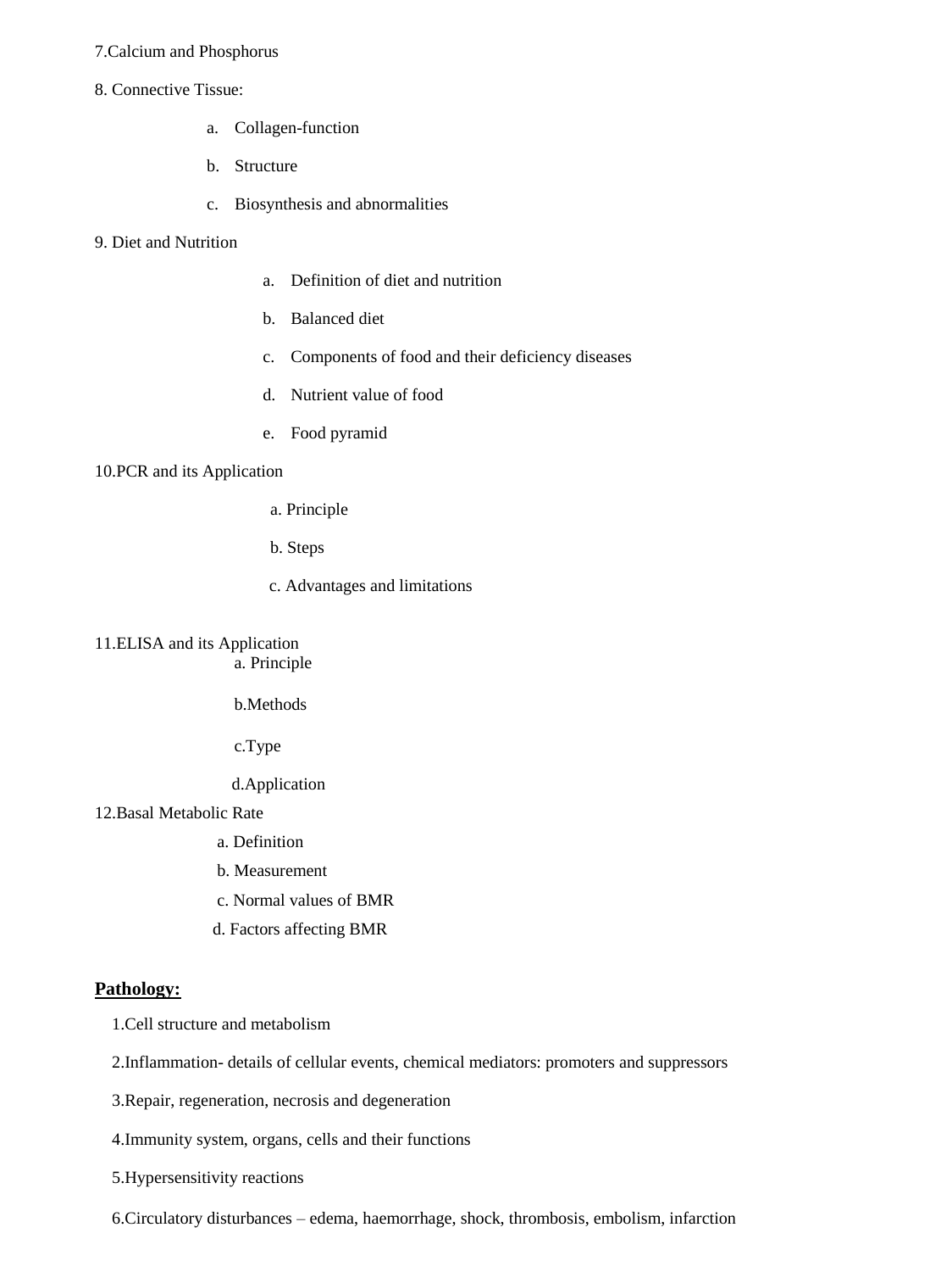7.Calcium and Phosphorus

8. Connective Tissue:

   a. Collagen-function
   b. Structure
   c. Biosynthesis and abnormalities

9. Diet and Nutrition

   a. Definition of diet and nutrition
   b. Balanced diet
   c. Components of food and their deficiency diseases
   d. Nutrient value of food
   e. Food pyramid

10.PCR and its Application

   a. Principle
   b. Steps
   c. Advantages and limitations

11.ELISA and its Application

   a. Principle
   b.Methods
   c.Type
   d.Application

12.Basal Metabolic Rate

   a. Definition
   b. Measurement
   c. Normal values of BMR
   d. Factors affecting BMR

**<u>Pathology:</u>**

1.Cell structure and metabolism

2.Inflammation- details of cellular events, chemical mediators: promoters and suppressors

3.Repair, regeneration, necrosis and degeneration

4.Immunity system, organs, cells and their functions

5.Hypersensitivity reactions

6.Circulatory disturbances – edema, haemorrhage, shock, thrombosis, embolism, infarction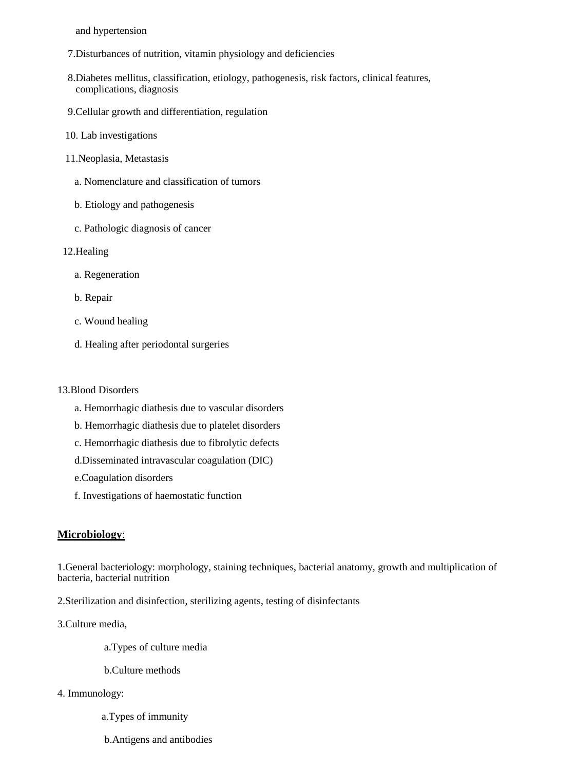and hypertension

7. Disturbances of nutrition, vitamin physiology and deficiencies

8. Diabetes mellitus, classification, etiology, pathogenesis, risk factors, clinical features, complications, diagnosis

9. Cellular growth and differentiation, regulation

10. Lab investigations

11. Neoplasia, Metastasis

    a. Nomenclature and classification of tumors

    b. Etiology and pathogenesis

    c. Pathologic diagnosis of cancer

12. Healing

    a. Regeneration

    b. Repair

    c. Wound healing

    d. Healing after periodontal surgeries

13. Blood Disorders

    a. Hemorrhagic diathesis due to vascular disorders

    b. Hemorrhagic diathesis due to platelet disorders

    c. Hemorrhagic diathesis due to fibrolytic defects

    d. Disseminated intravascular coagulation (DIC)

    e. Coagulation disorders

    f. Investigations of haemostatic function

**Microbiology**:

1. General bacteriology: morphology, staining techniques, bacterial anatomy, growth and multiplication of bacteria, bacterial nutrition

2. Sterilization and disinfection, sterilizing agents, testing of disinfectants

3. Culture media,

    a. Types of culture media

    b. Culture methods

4. Immunology:

    a. Types of immunity

    b. Antigens and antibodies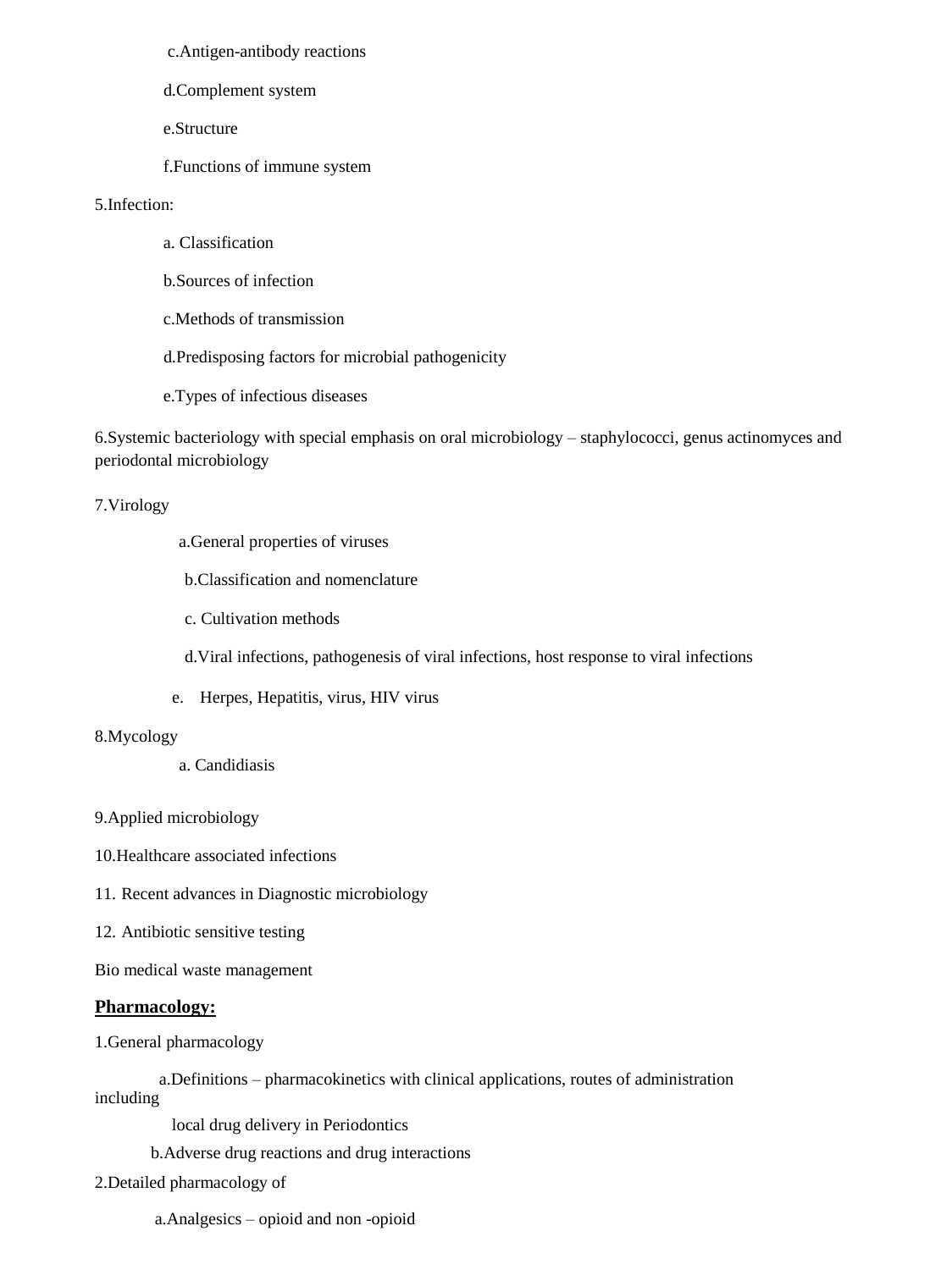c.Antigen-antibody reactions

d.Complement system

e.Structure

f.Functions of immune system

5.Infection:

a. Classification

b.Sources of infection

c.Methods of transmission

d.Predisposing factors for microbial pathogenicity

e.Types of infectious diseases

6.Systemic bacteriology with special emphasis on oral microbiology – staphylococci, genus actinomyces and periodontal microbiology

7.Virology

a.General properties of viruses

b.Classification and nomenclature

c. Cultivation methods

d.Viral infections, pathogenesis of viral infections, host response to viral infections

e. Herpes, Hepatitis, virus, HIV virus

8.Mycology

a. Candidiasis

9.Applied microbiology

10.Healthcare associated infections

11. Recent advances in Diagnostic microbiology

12. Antibiotic sensitive testing

Bio medical waste management

## **Pharmacology:**

1.General pharmacology

a.Definitions – pharmacokinetics with clinical applications, routes of administration including local drug delivery in Periodontics

b.Adverse drug reactions and drug interactions

2.Detailed pharmacology of

a.Analgesics – opioid and non -opioid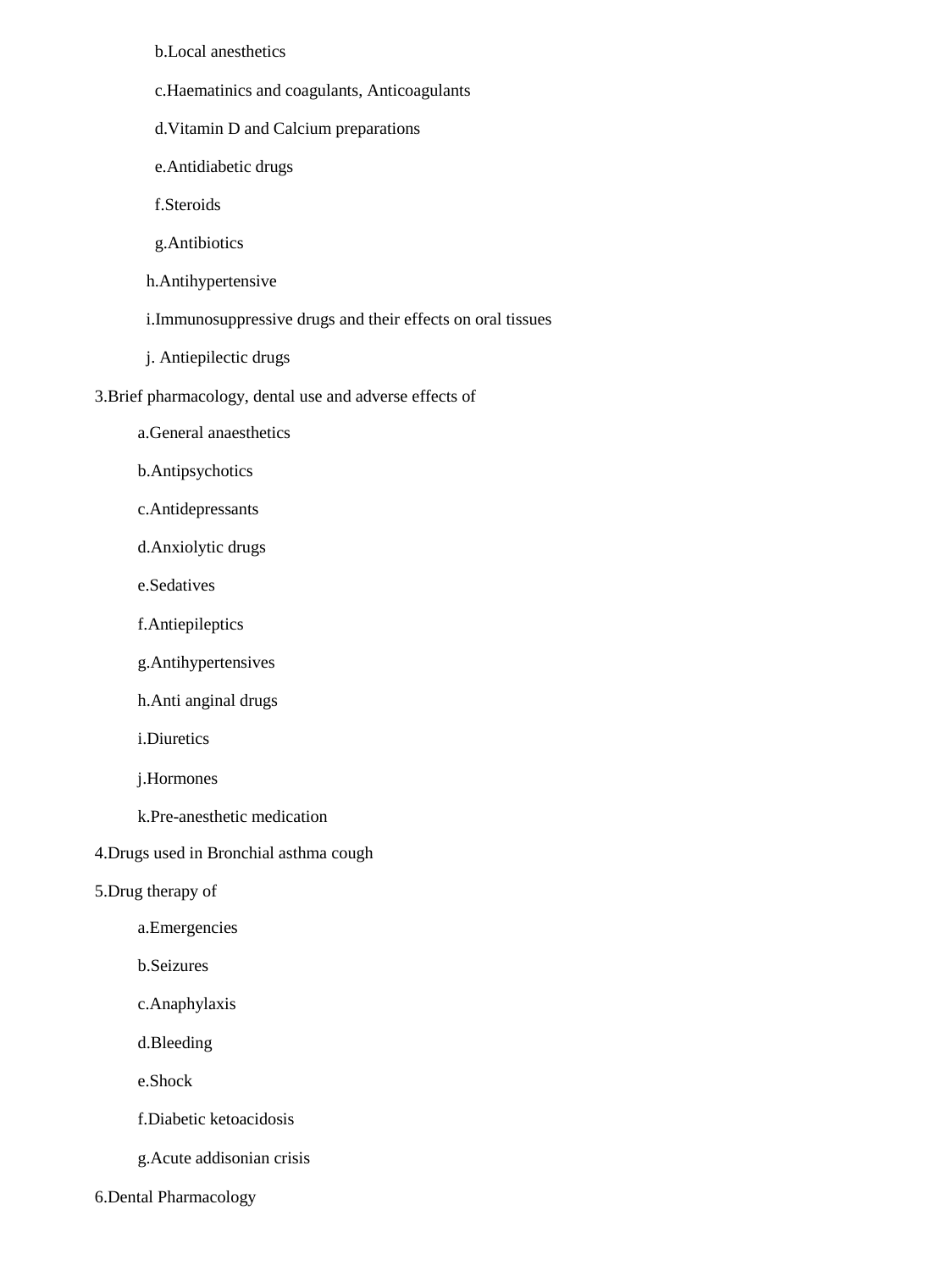- b.Local anesthetics
- c.Haematinics and coagulants, Anticoagulants
- d.Vitamin D and Calcium preparations
- e.Antidiabetic drugs
- f.Steroids
- g.Antibiotics
- h.Antihypertensive
- i.Immunosuppressive drugs and their effects on oral tissues
- j. Antiepilectic drugs

3.Brief pharmacology, dental use and adverse effects of

- a.General anaesthetics
- b.Antipsychotics
- c.Antidepressants
- d.Anxiolytic drugs
- e.Sedatives
- f.Antiepileptics
- g.Antihypertensives
- h.Anti anginal drugs
- i.Diuretics
- j.Hormones
- k.Pre-anesthetic medication

4.Drugs used in Bronchial asthma cough

5.Drug therapy of

- a.Emergencies
- b.Seizures
- c.Anaphylaxis
- d.Bleeding
- e.Shock
- f.Diabetic ketoacidosis
- g.Acute addisonian crisis

6.Dental Pharmacology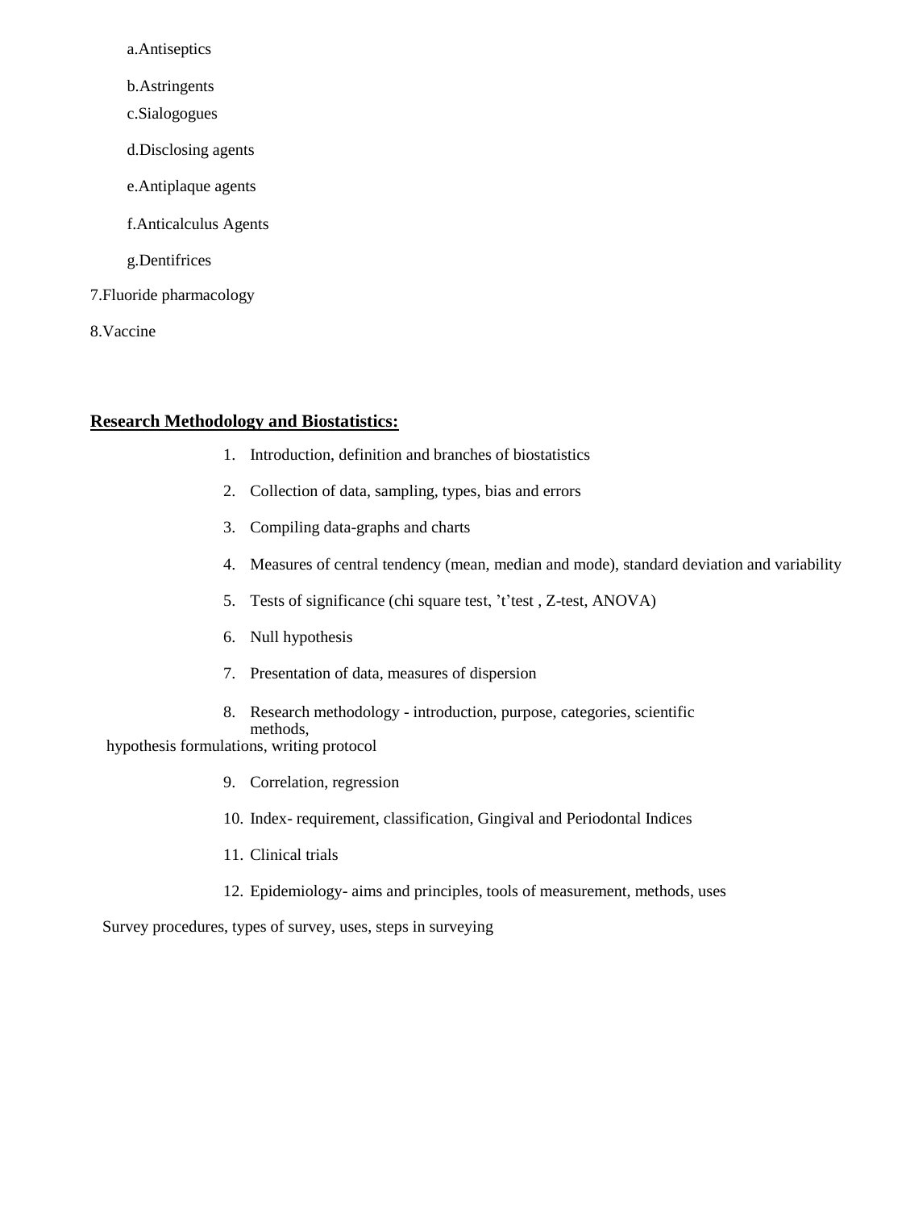a.Antiseptics

b.Astringents

c.Sialogogues

d.Disclosing agents

e.Antiplaque agents

f.Anticalculus Agents

g.Dentifrices

7.Fluoride pharmacology

8.Vaccine

## **Research Methodology and Biostatistics:**

1. Introduction, definition and branches of biostatistics
2. Collection of data, sampling, types, bias and errors
3. Compiling data-graphs and charts
4. Measures of central tendency (mean, median and mode), standard deviation and variability
5. Tests of significance (chi square test, 't'test , Z-test, ANOVA)
6. Null hypothesis
7. Presentation of data, measures of dispersion
8. Research methodology - introduction, purpose, categories, scientific methods, hypothesis formulations, writing protocol
9. Correlation, regression
10. Index- requirement, classification, Gingival and Periodontal Indices
11. Clinical trials
12. Epidemiology- aims and principles, tools of measurement, methods, uses

Survey procedures, types of survey, uses, steps in surveying